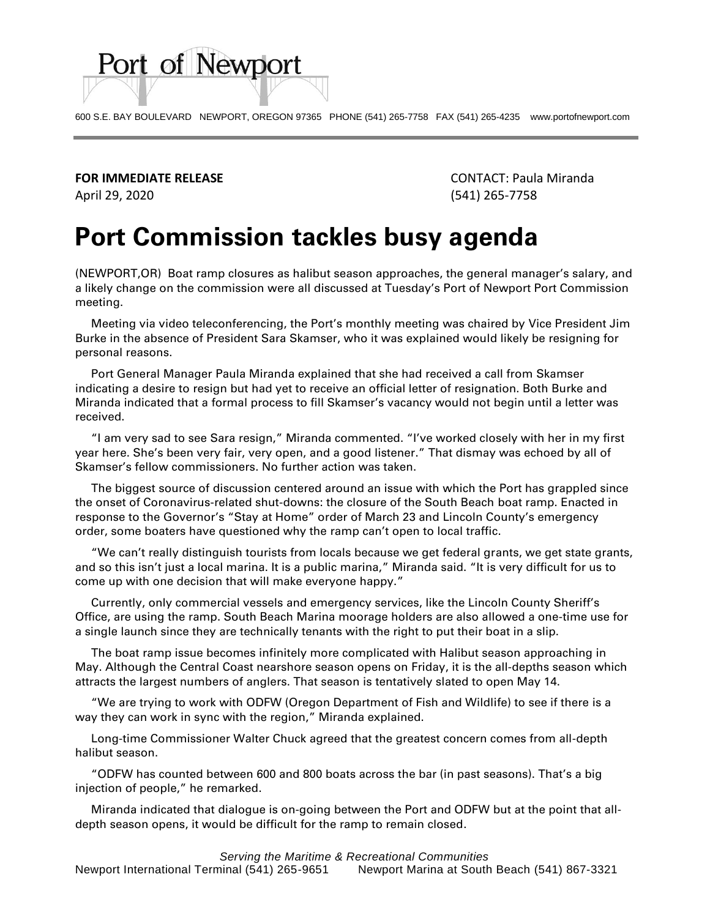Port of Newport

600 S.E. BAY BOULEVARD NEWPORT, OREGON 97365 PHONE (541) 265-7758 FAX (541) 265-4235 www.portofnewport.com

**FOR IMMEDIATE RELEASE**
April 29, 2020

CONTACT: Paula Miranda
(541) 265-7758

# Port Commission tackles busy agenda

(NEWPORT,OR) Boat ramp closures as halibut season approaches, the general manager's salary, and a likely change on the commission were all discussed at Tuesday's Port of Newport Port Commission meeting.

Meeting via video teleconferencing, the Port's monthly meeting was chaired by Vice President Jim Burke in the absence of President Sara Skamser, who it was explained would likely be resigning for personal reasons.

Port General Manager Paula Miranda explained that she had received a call from Skamser indicating a desire to resign but had yet to receive an official letter of resignation. Both Burke and Miranda indicated that a formal process to fill Skamser's vacancy would not begin until a letter was received.

"I am very sad to see Sara resign," Miranda commented. "I've worked closely with her in my first year here. She's been very fair, very open, and a good listener." That dismay was echoed by all of Skamser's fellow commissioners. No further action was taken.

The biggest source of discussion centered around an issue with which the Port has grappled since the onset of Coronavirus-related shut-downs: the closure of the South Beach boat ramp. Enacted in response to the Governor's "Stay at Home" order of March 23 and Lincoln County's emergency order, some boaters have questioned why the ramp can't open to local traffic.

"We can't really distinguish tourists from locals because we get federal grants, we get state grants, and so this isn't just a local marina. It is a public marina," Miranda said. "It is very difficult for us to come up with one decision that will make everyone happy."

Currently, only commercial vessels and emergency services, like the Lincoln County Sheriff's Office, are using the ramp. South Beach Marina moorage holders are also allowed a one-time use for a single launch since they are technically tenants with the right to put their boat in a slip.

The boat ramp issue becomes infinitely more complicated with Halibut season approaching in May. Although the Central Coast nearshore season opens on Friday, it is the all-depths season which attracts the largest numbers of anglers. That season is tentatively slated to open May 14.

"We are trying to work with ODFW (Oregon Department of Fish and Wildlife) to see if there is a way they can work in sync with the region," Miranda explained.

Long-time Commissioner Walter Chuck agreed that the greatest concern comes from all-depth halibut season.

"ODFW has counted between 600 and 800 boats across the bar (in past seasons). That's a big injection of people," he remarked.

Miranda indicated that dialogue is on-going between the Port and ODFW but at the point that all-depth season opens, it would be difficult for the ramp to remain closed.

*Serving the Maritime & Recreational Communities*
Newport International Terminal (541) 265-9651 Newport Marina at South Beach (541) 867-3321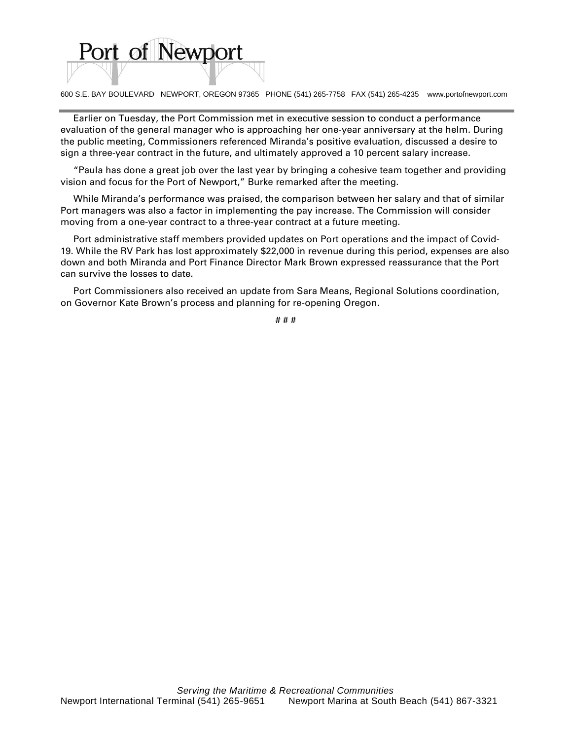Earlier on Tuesday, the Port Commission met in executive session to conduct a performance evaluation of the general manager who is approaching her one-year anniversary at the helm. During the public meeting, Commissioners referenced Miranda's positive evaluation, discussed a desire to sign a three-year contract in the future, and ultimately approved a 10 percent salary increase.

"Paula has done a great job over the last year by bringing a cohesive team together and providing vision and focus for the Port of Newport," Burke remarked after the meeting.

While Miranda's performance was praised, the comparison between her salary and that of similar Port managers was also a factor in implementing the pay increase. The Commission will consider moving from a one-year contract to a three-year contract at a future meeting.

Port administrative staff members provided updates on Port operations and the impact of Covid-19. While the RV Park has lost approximately $22,000 in revenue during this period, expenses are also down and both Miranda and Port Finance Director Mark Brown expressed reassurance that the Port can survive the losses to date.

Port Commissioners also received an update from Sara Means, Regional Solutions coordination, on Governor Kate Brown's process and planning for re-opening Oregon.

# # #